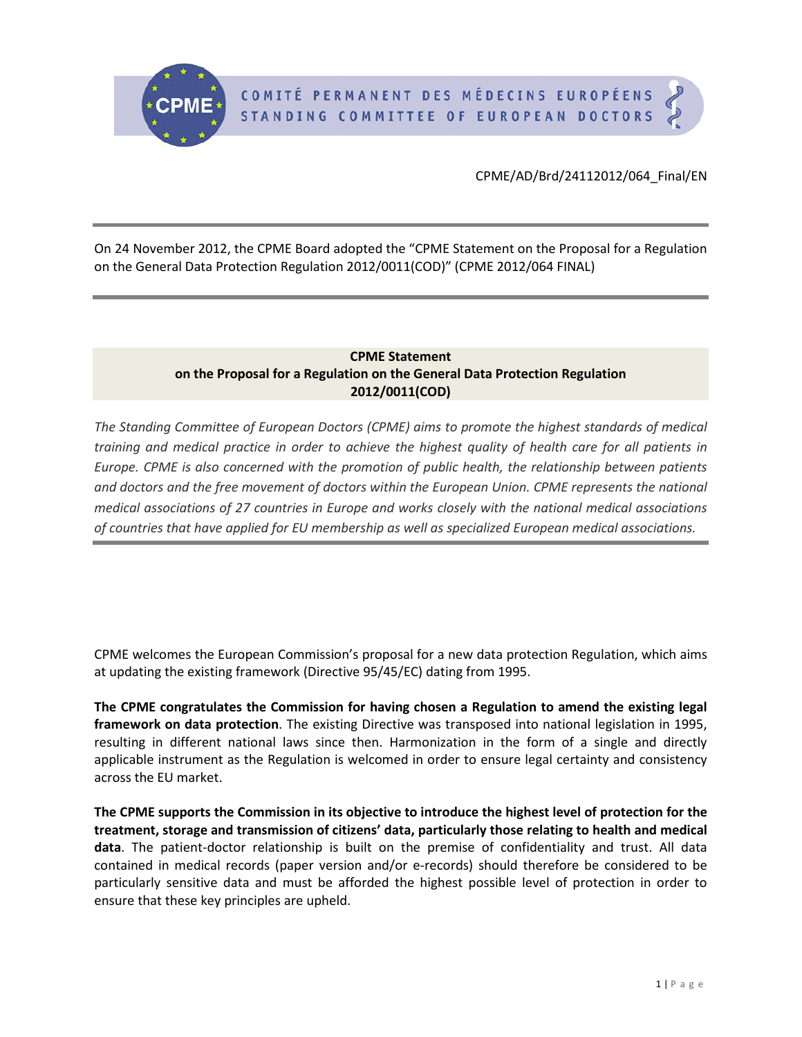COMITÉ PERMANENT DES MÉDECINS EUROPÉENS
STANDING COMMITTEE OF EUROPEAN DOCTORS

CPME/AD/Brd/24112012/064_Final/EN

---

On 24 November 2012, the CPME Board adopted the "CPME Statement on the Proposal for a Regulation on the General Data Protection Regulation 2012/0011(COD)" (CPME 2012/064 FINAL)

---

## CPME Statement on the Proposal for a Regulation on the General Data Protection Regulation 2012/0011(COD)

*The Standing Committee of European Doctors (CPME) aims to promote the highest standards of medical training and medical practice in order to achieve the highest quality of health care for all patients in Europe. CPME is also concerned with the promotion of public health, the relationship between patients and doctors and the free movement of doctors within the European Union. CPME represents the national medical associations of 27 countries in Europe and works closely with the national medical associations of countries that have applied for EU membership as well as specialized European medical associations.*

---

CPME welcomes the European Commission's proposal for a new data protection Regulation, which aims at updating the existing framework (Directive 95/45/EC) dating from 1995.

**The CPME congratulates the Commission for having chosen a Regulation to amend the existing legal framework on data protection**. The existing Directive was transposed into national legislation in 1995, resulting in different national laws since then. Harmonization in the form of a single and directly applicable instrument as the Regulation is welcomed in order to ensure legal certainty and consistency across the EU market.

**The CPME supports the Commission in its objective to introduce the highest level of protection for the treatment, storage and transmission of citizens' data, particularly those relating to health and medical data**. The patient-doctor relationship is built on the premise of confidentiality and trust. All data contained in medical records (paper version and/or e-records) should therefore be considered to be particularly sensitive data and must be afforded the highest possible level of protection in order to ensure that these key principles are upheld.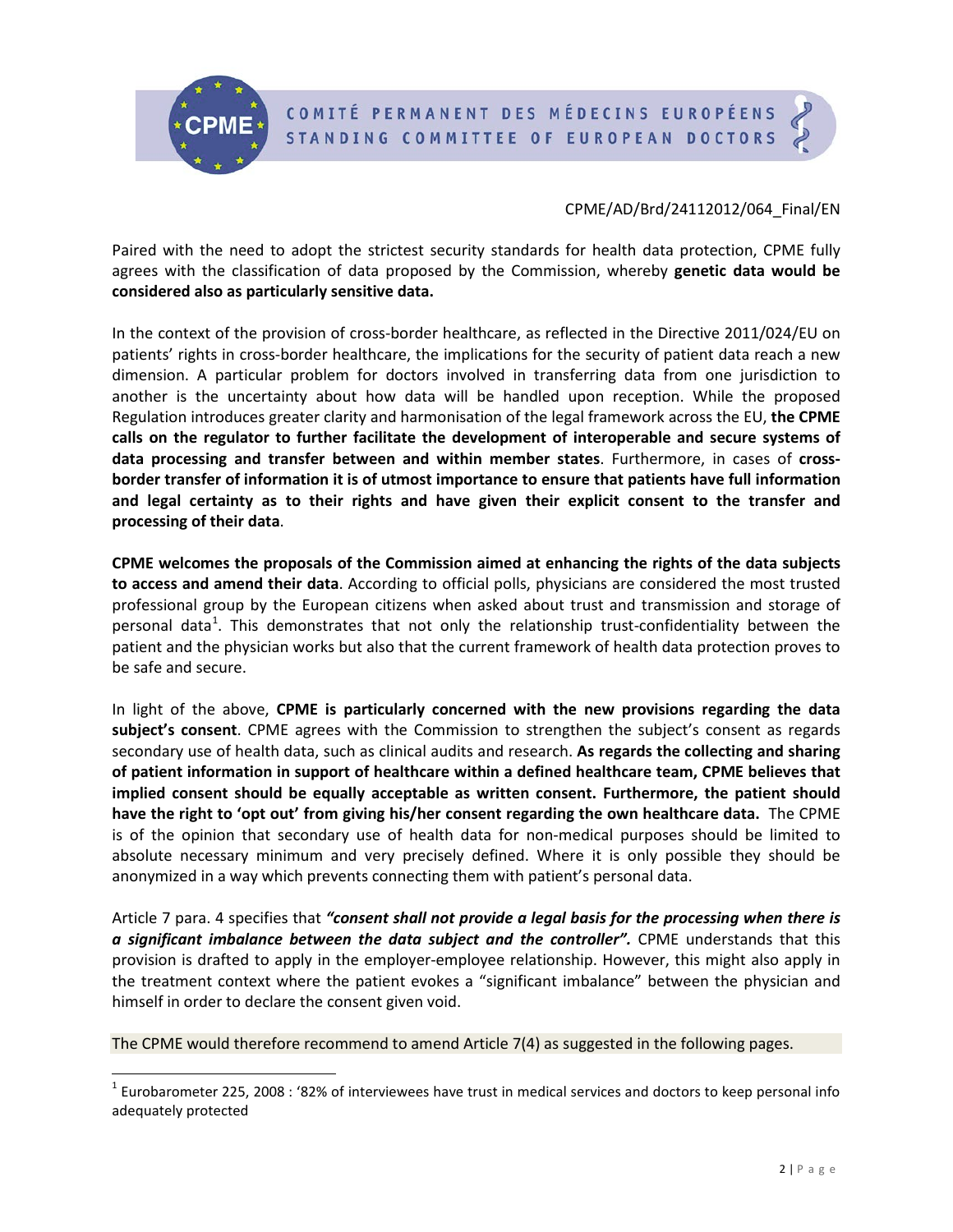Paired with the need to adopt the strictest security standards for health data protection, CPME fully agrees with the classification of data proposed by the Commission, whereby **genetic data would be considered also as particularly sensitive data.**

In the context of the provision of cross-border healthcare, as reflected in the Directive 2011/024/EU on patients' rights in cross-border healthcare, the implications for the security of patient data reach a new dimension. A particular problem for doctors involved in transferring data from one jurisdiction to another is the uncertainty about how data will be handled upon reception. While the proposed Regulation introduces greater clarity and harmonisation of the legal framework across the EU, **the CPME calls on the regulator to further facilitate the development of interoperable and secure systems of data processing and transfer between and within member states**. Furthermore, in cases of **cross-border transfer of information it is of utmost importance to ensure that patients have full information and legal certainty as to their rights and have given their explicit consent to the transfer and processing of their data**.

**CPME welcomes the proposals of the Commission aimed at enhancing the rights of the data subjects to access and amend their data**. According to official polls, physicians are considered the most trusted professional group by the European citizens when asked about trust and transmission and storage of personal data[1]. This demonstrates that not only the relationship trust-confidentiality between the patient and the physician works but also that the current framework of health data protection proves to be safe and secure.

In light of the above, **CPME is particularly concerned with the new provisions regarding the data subject's consent**. CPME agrees with the Commission to strengthen the subject's consent as regards secondary use of health data, such as clinical audits and research. **As regards the collecting and sharing of patient information in support of healthcare within a defined healthcare team, CPME believes that implied consent should be equally acceptable as written consent. Furthermore, the patient should have the right to 'opt out' from giving his/her consent regarding the own healthcare data.** The CPME is of the opinion that secondary use of health data for non-medical purposes should be limited to absolute necessary minimum and very precisely defined. Where it is only possible they should be anonymized in a way which prevents connecting them with patient's personal data.

Article 7 para. 4 specifies that ***"consent shall not provide a legal basis for the processing when there is a significant imbalance between the data subject and the controller".*** CPME understands that this provision is drafted to apply in the employer-employee relationship. However, this might also apply in the treatment context where the patient evokes a "significant imbalance" between the physician and himself in order to declare the consent given void.

The CPME would therefore recommend to amend Article 7(4) as suggested in the following pages.

---

[1] Eurobarometer 225, 2008 : '82% of interviewees have trust in medical services and doctors to keep personal info adequately protected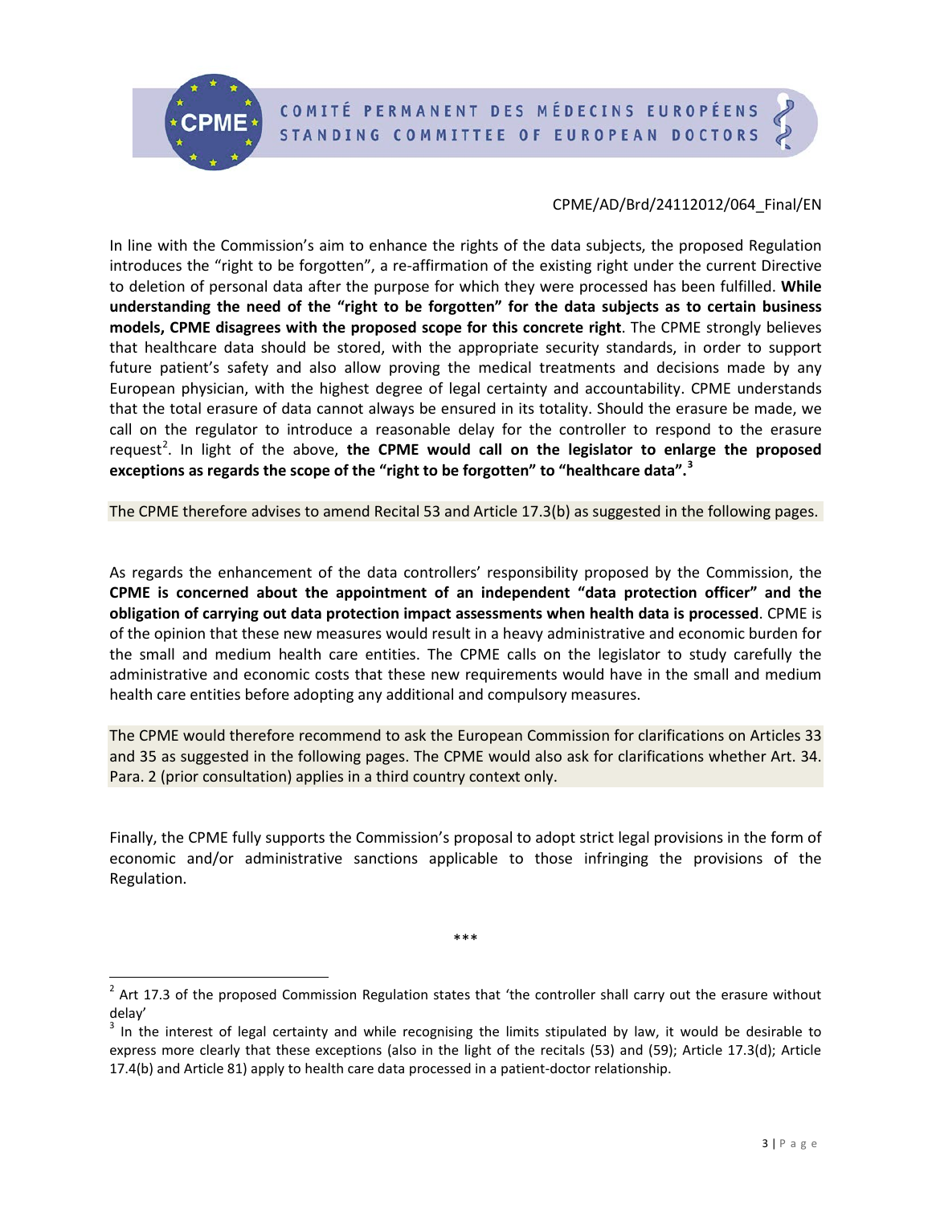CPME/AD/Brd/24112012/064_Final/EN

In line with the Commission's aim to enhance the rights of the data subjects, the proposed Regulation introduces the "right to be forgotten", a re-affirmation of the existing right under the current Directive to deletion of personal data after the purpose for which they were processed has been fulfilled. **While understanding the need of the "right to be forgotten" for the data subjects as to certain business models, CPME disagrees with the proposed scope for this concrete right**. The CPME strongly believes that healthcare data should be stored, with the appropriate security standards, in order to support future patient's safety and also allow proving the medical treatments and decisions made by any European physician, with the highest degree of legal certainty and accountability. CPME understands that the total erasure of data cannot always be ensured in its totality. Should the erasure be made, we call on the regulator to introduce a reasonable delay for the controller to respond to the erasure request[2]. In light of the above, **the CPME would call on the legislator to enlarge the proposed exceptions as regards the scope of the "right to be forgotten" to "healthcare data".[3]**

The CPME therefore advises to amend Recital 53 and Article 17.3(b) as suggested in the following pages.

As regards the enhancement of the data controllers' responsibility proposed by the Commission, the **CPME is concerned about the appointment of an independent "data protection officer" and the obligation of carrying out data protection impact assessments when health data is processed**. CPME is of the opinion that these new measures would result in a heavy administrative and economic burden for the small and medium health care entities. The CPME calls on the legislator to study carefully the administrative and economic costs that these new requirements would have in the small and medium health care entities before adopting any additional and compulsory measures.

The CPME would therefore recommend to ask the European Commission for clarifications on Articles 33 and 35 as suggested in the following pages. The CPME would also ask for clarifications whether Art. 34. Para. 2 (prior consultation) applies in a third country context only.

Finally, the CPME fully supports the Commission's proposal to adopt strict legal provisions in the form of economic and/or administrative sanctions applicable to those infringing the provisions of the Regulation.

\*\*\*

---

[2] Art 17.3 of the proposed Commission Regulation states that 'the controller shall carry out the erasure without delay'

[3] In the interest of legal certainty and while recognising the limits stipulated by law, it would be desirable to express more clearly that these exceptions (also in the light of the recitals (53) and (59); Article 17.3(d); Article 17.4(b) and Article 81) apply to health care data processed in a patient-doctor relationship.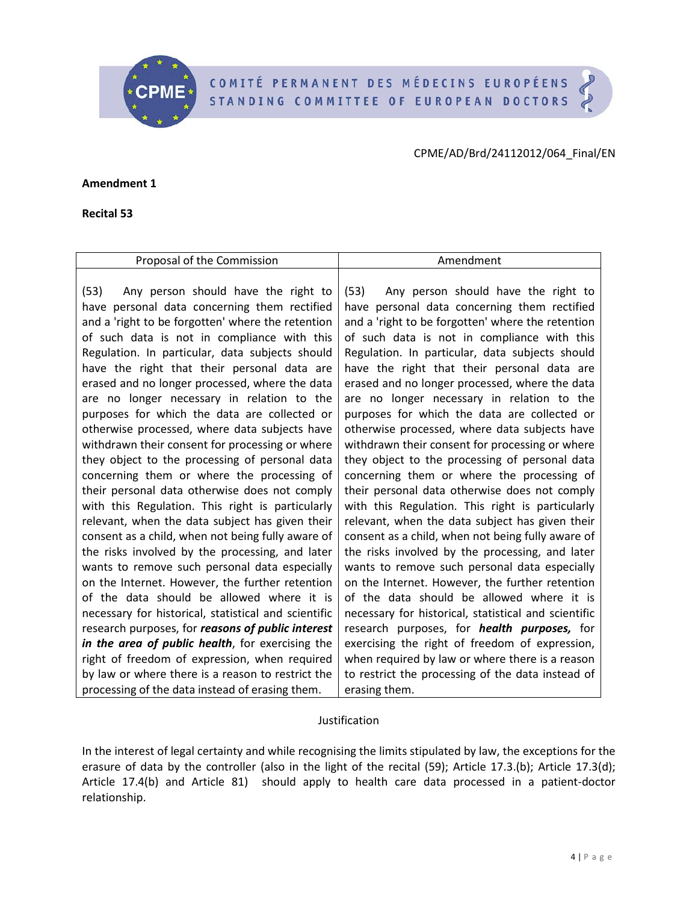CPME/AD/Brd/24112012/064_Final/EN

**Amendment 1**

**Recital 53**

| Proposal of the Commission | Amendment |
|---|---|
| (53) Any person should have the right to have personal data concerning them rectified and a 'right to be forgotten' where the retention of such data is not in compliance with this Regulation. In particular, data subjects should have the right that their personal data are erased and no longer processed, where the data are no longer necessary in relation to the purposes for which the data are collected or otherwise processed, where data subjects have withdrawn their consent for processing or where they object to the processing of personal data concerning them or where the processing of their personal data otherwise does not comply with this Regulation. This right is particularly relevant, when the data subject has given their consent as a child, when not being fully aware of the risks involved by the processing, and later wants to remove such personal data especially on the Internet. However, the further retention of the data should be allowed where it is necessary for historical, statistical and scientific research purposes, for ***reasons of public interest in the area of public health***, for exercising the right of freedom of expression, when required by law or where there is a reason to restrict the processing of the data instead of erasing them. | (53) Any person should have the right to have personal data concerning them rectified and a 'right to be forgotten' where the retention of such data is not in compliance with this Regulation. In particular, data subjects should have the right that their personal data are erased and no longer processed, where the data are no longer necessary in relation to the purposes for which the data are collected or otherwise processed, where data subjects have withdrawn their consent for processing or where they object to the processing of personal data concerning them or where the processing of their personal data otherwise does not comply with this Regulation. This right is particularly relevant, when the data subject has given their consent as a child, when not being fully aware of the risks involved by the processing, and later wants to remove such personal data especially on the Internet. However, the further retention of the data should be allowed where it is necessary for historical, statistical and scientific research purposes, for ***health purposes,*** for exercising the right of freedom of expression, when required by law or where there is a reason to restrict the processing of the data instead of erasing them. |

Justification

In the interest of legal certainty and while recognising the limits stipulated by law, the exceptions for the erasure of data by the controller (also in the light of the recital (59); Article 17.3.(b); Article 17.3(d); Article 17.4(b) and Article 81) should apply to health care data processed in a patient-doctor relationship.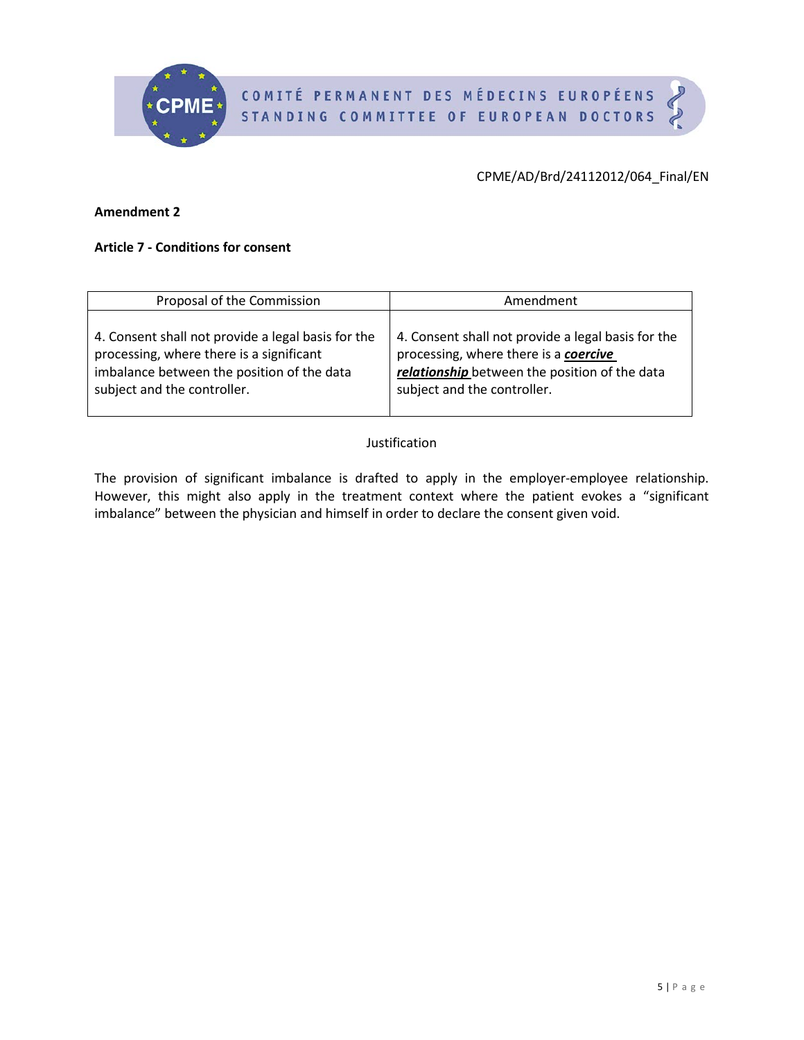CPME/AD/Brd/24112012/064_Final/EN

**Amendment 2**

**Article 7 - Conditions for consent**

| Proposal of the Commission | Amendment |
|---|---|
| 4. Consent shall not provide a legal basis for the processing, where there is a significant imbalance between the position of the data subject and the controller. | 4. Consent shall not provide a legal basis for the processing, where there is a ***coercive relationship*** between the position of the data subject and the controller. |

Justification

The provision of significant imbalance is drafted to apply in the employer-employee relationship. However, this might also apply in the treatment context where the patient evokes a "significant imbalance" between the physician and himself in order to declare the consent given void.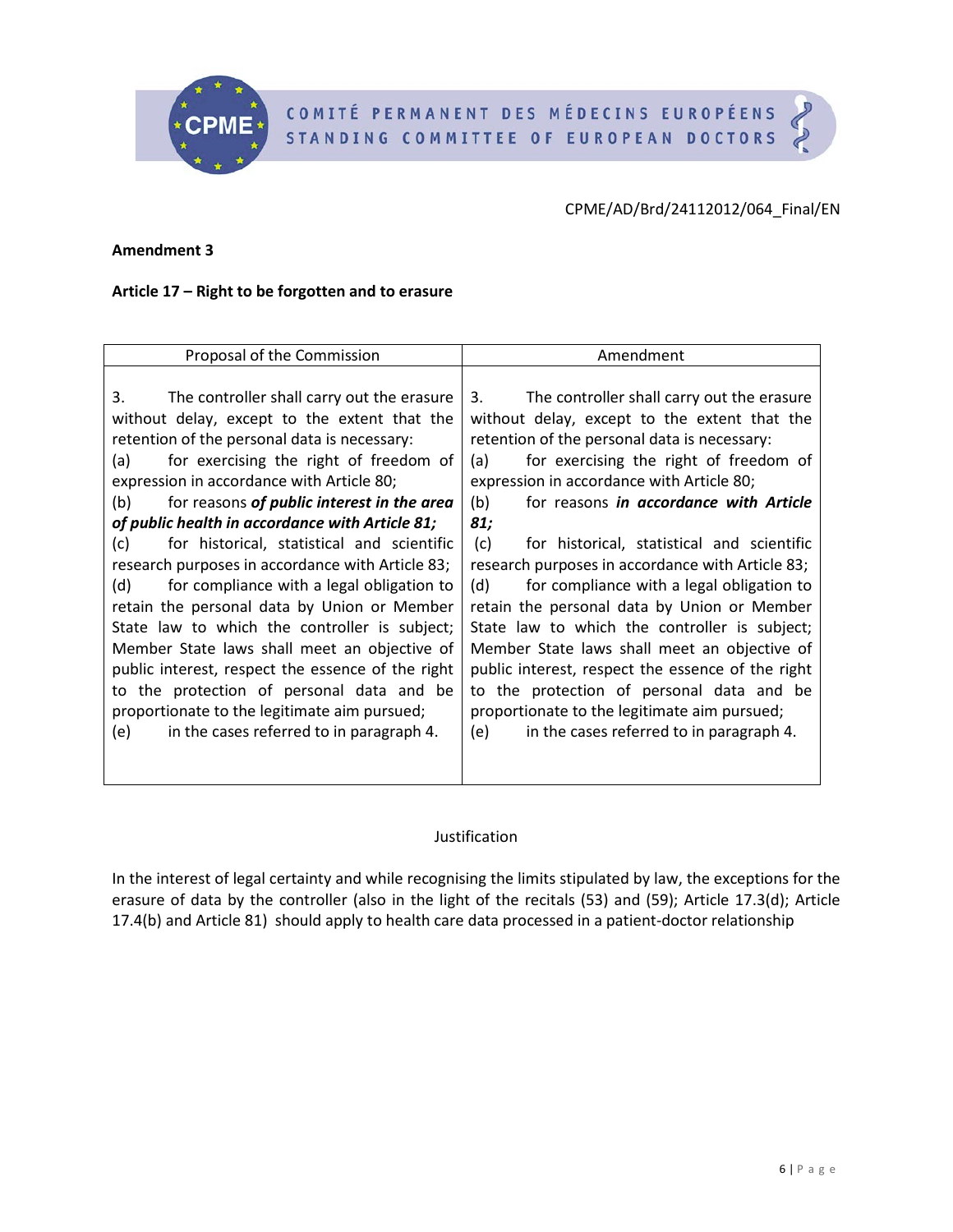CPME/AD/Brd/24112012/064_Final/EN

**Amendment 3**

**Article 17 – Right to be forgotten and to erasure**

| Proposal of the Commission | Amendment |
|---|---|
| 3. The controller shall carry out the erasure without delay, except to the extent that the retention of the personal data is necessary:<br>(a) for exercising the right of freedom of expression in accordance with Article 80;<br>(b) for reasons ***of public interest in the area of public health in accordance with Article 81;***<br>(c) for historical, statistical and scientific research purposes in accordance with Article 83;<br>(d) for compliance with a legal obligation to retain the personal data by Union or Member State law to which the controller is subject; Member State laws shall meet an objective of public interest, respect the essence of the right to the protection of personal data and be proportionate to the legitimate aim pursued;<br>(e) in the cases referred to in paragraph 4. | 3. The controller shall carry out the erasure without delay, except to the extent that the retention of the personal data is necessary:<br>(a) for exercising the right of freedom of expression in accordance with Article 80;<br>(b) for reasons ***in accordance with Article 81;***<br>(c) for historical, statistical and scientific research purposes in accordance with Article 83;<br>(d) for compliance with a legal obligation to retain the personal data by Union or Member State law to which the controller is subject; Member State laws shall meet an objective of public interest, respect the essence of the right to the protection of personal data and be proportionate to the legitimate aim pursued;<br>(e) in the cases referred to in paragraph 4. |

Justification

In the interest of legal certainty and while recognising the limits stipulated by law, the exceptions for the erasure of data by the controller (also in the light of the recitals (53) and (59); Article 17.3(d); Article 17.4(b) and Article 81) should apply to health care data processed in a patient-doctor relationship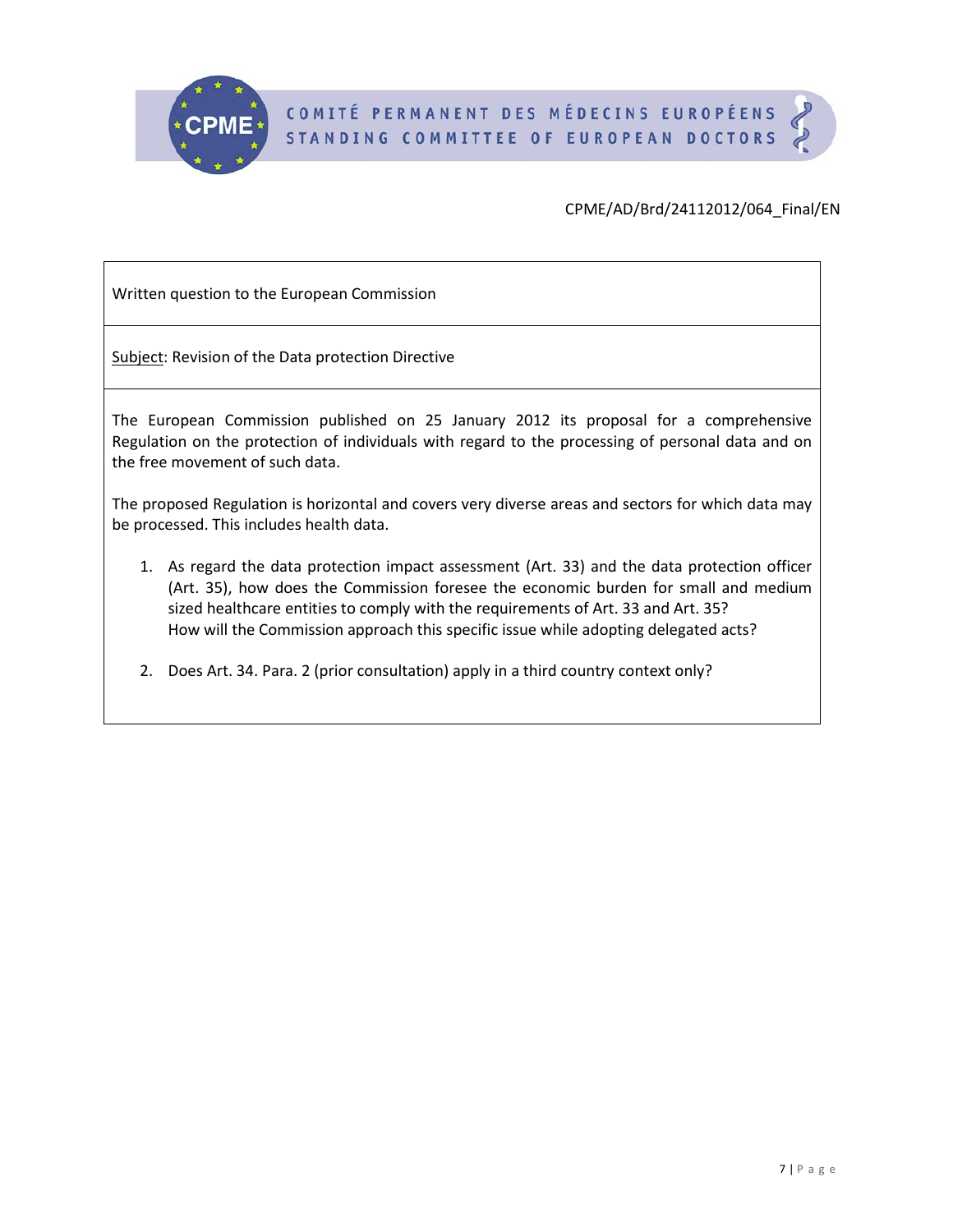CPME/AD/Brd/24112012/064_Final/EN

Written question to the European Commission

Subject: Revision of the Data protection Directive

The European Commission published on 25 January 2012 its proposal for a comprehensive Regulation on the protection of individuals with regard to the processing of personal data and on the free movement of such data.

The proposed Regulation is horizontal and covers very diverse areas and sectors for which data may be processed. This includes health data.

1. As regard the data protection impact assessment (Art. 33) and the data protection officer (Art. 35), how does the Commission foresee the economic burden for small and medium sized healthcare entities to comply with the requirements of Art. 33 and Art. 35?
   How will the Commission approach this specific issue while adopting delegated acts?

2. Does Art. 34. Para. 2 (prior consultation) apply in a third country context only?